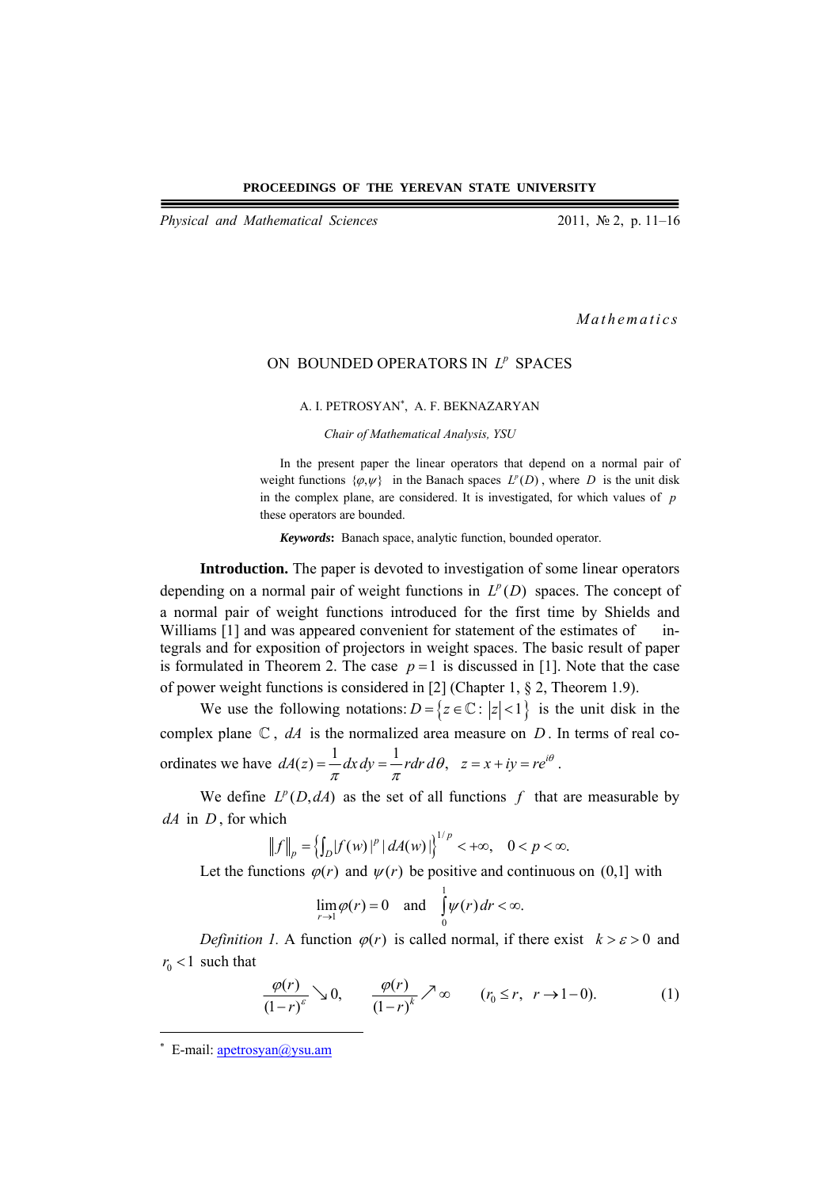**Mathematics**

# ON BOUNDED OPERATORS IN $L^p$ SPACES

A. I. PETROSYAN*, A. F. BEKNAZARYAN

*Chair of Mathematical Analysis, YSU*

In the present paper the linear operators that depend on a normal pair of weight functions $\{\varphi,\psi\}$ in the Banach spaces $L^p(D)$, where $D$ is the unit disk in the complex plane, are considered. It is investigated, for which values of $p$ these operators are bounded.

***Keywords***: Banach space, analytic function, bounded operator.

**Introduction.** The paper is devoted to investigation of some linear operators depending on a normal pair of weight functions in $L^p(D)$ spaces. The concept of a normal pair of weight functions introduced for the first time by Shields and Williams [1] and was appeared convenient for statement of the estimates of integrals and for exposition of projectors in weight spaces. The basic result of paper is formulated in Theorem 2. The case $p=1$ is discussed in [1]. Note that the case of power weight functions is considered in [2] (Chapter 1, § 2, Theorem 1.9).

We use the following notations: $D=\{z\in\mathbb{C}: |z|<1\}$ is the unit disk in the complex plane $\mathbb{C}$, $dA$ is the normalized area measure on $D$. In terms of real coordinates we have $dA(z)=\dfrac{1}{\pi}dx\,dy=\dfrac{1}{\pi}r dr\,d\theta,\quad z=x+iy=re^{i\theta}$.

We define $L^p(D,dA)$ as the set of all functions $f$ that are measurable by $dA$ in $D$, for which

$$\|f\|_p=\left\{\int_D |f(w)|^p\,|\,dA(w)|\right\}^{1/p}<+\infty,\quad 0<p<\infty.$$

Let the functions $\varphi(r)$ and $\psi(r)$ be positive and continuous on $(0,1]$ with

$$\lim_{r\to 1}\varphi(r)=0 \quad\text{and}\quad \int_0^1\psi(r)\,dr<\infty.$$

*Definition 1.* A function $\varphi(r)$ is called normal, if there exist $k>\varepsilon>0$ and $r_0<1$ such that

$$\frac{\varphi(r)}{(1-r)^{\varepsilon}}\searrow 0,\qquad \frac{\varphi(r)}{(1-r)^{k}}\nearrow\infty\qquad (r_0\le r,\ \ r\to 1-0). \tag{1}$$

---

* E-mail: apetrosyan@ysu.am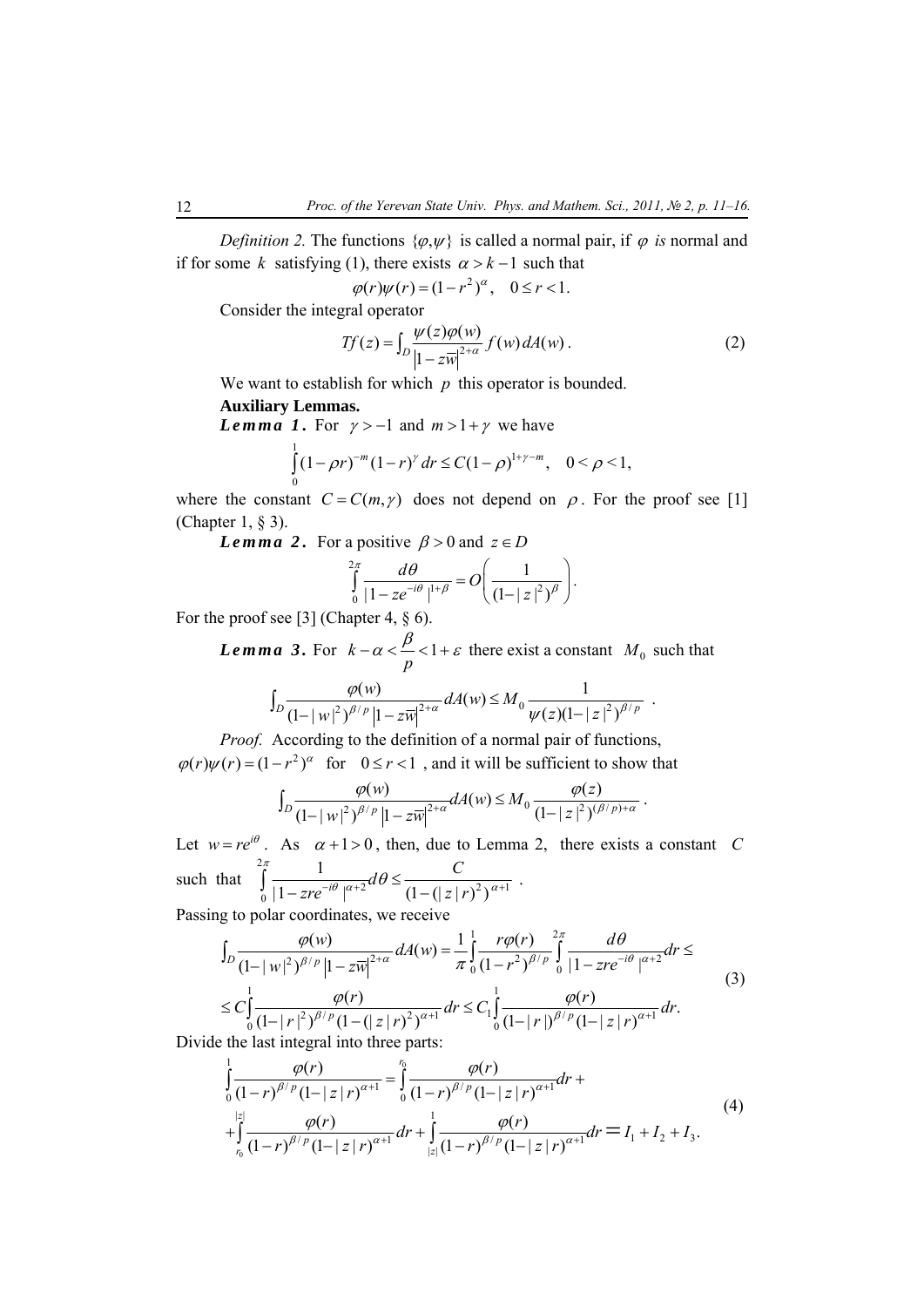*Definition 2.* The functions $\{\varphi, \psi\}$ is called a normal pair, if $\varphi$ *is* normal and if for some $k$ satisfying (1), there exists $\alpha > k-1$ such that

$$\varphi(r)\psi(r) = (1-r^2)^{\alpha}, \quad 0 \le r < 1.$$

Consider the integral operator

$$Tf(z) = \int_D \frac{\psi(z)\varphi(w)}{\left|1 - z\overline{w}\right|^{2+\alpha}} f(w)\, dA(w)\,. \tag{2}$$

We want to establish for which $p$ this operator is bounded.

**Auxiliary Lemmas.**

***Lemma 1.*** For $\gamma > -1$ and $m > 1+\gamma$ we have

$$\int_0^1 (1-\rho r)^{-m}(1-r)^{\gamma}\, dr \le C(1-\rho)^{1+\gamma-m}, \quad 0 < \rho < 1,$$

where the constant $C = C(m,\gamma)$ does not depend on $\rho$. For the proof see [1] (Chapter 1, § 3).

***Lemma 2.*** For a positive $\beta > 0$ and $z \in D$

$$\int_0^{2\pi} \frac{d\theta}{|1 - ze^{-i\theta}|^{1+\beta}} = O\left(\frac{1}{(1-|z|^2)^{\beta}}\right).$$

For the proof see [3] (Chapter 4, § 6).

***Lemma 3.*** For $k - \alpha < \dfrac{\beta}{p} < 1 + \varepsilon$ there exist a constant $M_0$ such that

$$\int_D \frac{\varphi(w)}{(1-|w|^2)^{\beta/p}\left|1 - z\overline{w}\right|^{2+\alpha}} dA(w) \le M_0 \frac{1}{\psi(z)(1-|z|^2)^{\beta/p}}\ .$$

*Proof.* According to the definition of a normal pair of functions, $\varphi(r)\psi(r) = (1-r^2)^{\alpha}$ for $0 \le r < 1$, and it will be sufficient to show that

$$\int_D \frac{\varphi(w)}{(1-|w|^2)^{\beta/p}\left|1 - z\overline{w}\right|^{2+\alpha}} dA(w) \le M_0 \frac{\varphi(z)}{(1-|z|^2)^{(\beta/p)+\alpha}}\ .$$

Let $w = re^{i\theta}$. As $\alpha + 1 > 0$, then, due to Lemma 2, there exists a constant $C$ such that $\displaystyle\int_0^{2\pi} \frac{1}{|1 - zre^{-i\theta}|^{\alpha+2}} d\theta \le \frac{C}{(1-(|z|r)^2)^{\alpha+1}}$ .

Passing to polar coordinates, we receive

$$\begin{aligned}
&\int_D \frac{\varphi(w)}{(1-|w|^2)^{\beta/p}\left|1 - z\overline{w}\right|^{2+\alpha}} dA(w) = \frac{1}{\pi}\int_0^1 \frac{r\varphi(r)}{(1-r^2)^{\beta/p}} \int_0^{2\pi} \frac{d\theta}{|1 - zre^{-i\theta}|^{\alpha+2}} dr \le \\
&\le C\int_0^1 \frac{\varphi(r)}{(1-|r|^2)^{\beta/p}(1-(|z|r)^2)^{\alpha+1}} dr \le C_1 \int_0^1 \frac{\varphi(r)}{(1-|r|)^{\beta/p}(1-|z|r)^{\alpha+1}} dr.
\end{aligned} \tag{3}$$

Divide the last integral into three parts:

$$\begin{aligned}
&\int_0^1 \frac{\varphi(r)}{(1-r)^{\beta/p}(1-|z|r)^{\alpha+1}} = \int_0^{r_0} \frac{\varphi(r)}{(1-r)^{\beta/p}(1-|z|r)^{\alpha+1}} dr + \\
&+ \int_{r_0}^{|z|} \frac{\varphi(r)}{(1-r)^{\beta/p}(1-|z|r)^{\alpha+1}} dr + \int_{|z|}^1 \frac{\varphi(r)}{(1-r)^{\beta/p}(1-|z|r)^{\alpha+1}} dr = I_1 + I_2 + I_3.
\end{aligned} \tag{4}$$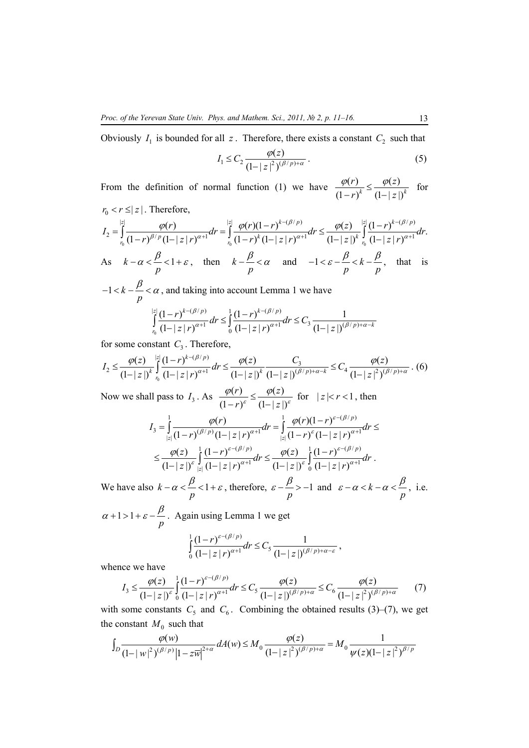Obviously $I_1$ is bounded for all $z$. Therefore, there exists a constant $C_2$ such that

$$I_1 \le C_2 \frac{\varphi(z)}{(1-|z|^2)^{(\beta/p)+\alpha}}. \tag{5}$$

From the definition of normal function (1) we have $\dfrac{\varphi(r)}{(1-r)^k} \le \dfrac{\varphi(z)}{(1-|z|)^k}$ for $r_0 < r \le |z|$. Therefore,

$$I_2 = \int_{r_0}^{|z|} \frac{\varphi(r)}{(1-r)^{\beta/p}(1-|z|r)^{\alpha+1}}dr = \int_{r_0}^{|z|} \frac{\varphi(r)(1-r)^{k-(\beta/p)}}{(1-r)^k(1-|z|r)^{\alpha+1}}dr \le \frac{\varphi(z)}{(1-|z|)^k}\int_{r_0}^{|z|} \frac{(1-r)^{k-(\beta/p)}}{(1-|z|r)^{\alpha+1}}dr.$$

As $k-\alpha < \dfrac{\beta}{p} < 1+\varepsilon$, then $k - \dfrac{\beta}{p} < \alpha$ and $-1 < \varepsilon - \dfrac{\beta}{p} < k - \dfrac{\beta}{p}$, that is $-1 < k - \dfrac{\beta}{p} < \alpha$, and taking into account Lemma 1 we have

$$\int_{r_0}^{|z|} \frac{(1-r)^{k-(\beta/p)}}{(1-|z|r)^{\alpha+1}}dr \le \int_{0}^{1} \frac{(1-r)^{k-(\beta/p)}}{(1-|z|r)^{\alpha+1}}dr \le C_3 \frac{1}{(1-|z|)^{(\beta/p)+\alpha-k}}$$

for some constant $C_3$. Therefore,

$$I_2 \le \frac{\varphi(z)}{(1-|z|)^k}\int_{r_0}^{|z|} \frac{(1-r)^{k-(\beta/p)}}{(1-|z|r)^{\alpha+1}}dr \le \frac{\varphi(z)}{(1-|z|)^k}\frac{C_3}{(1-|z|)^{(\beta/p)+\alpha-k}} \le C_4 \frac{\varphi(z)}{(1-|z|^2)^{(\beta/p)+\alpha}}. \tag{6}$$

Now we shall pass to $I_3$. As $\dfrac{\varphi(r)}{(1-r)^{\varepsilon}} \le \dfrac{\varphi(z)}{(1-|z|)^{\varepsilon}}$ for $|z| < r < 1$, then

$$I_3 = \int_{|z|}^{1} \frac{\varphi(r)}{(1-r)^{(\beta/p)}(1-|z|r)^{\alpha+1}}dr = \int_{|z|}^{1} \frac{\varphi(r)(1-r)^{\varepsilon-(\beta/p)}}{(1-r)^{\varepsilon}(1-|z|r)^{\alpha+1}}dr \le$$

$$\le \frac{\varphi(z)}{(1-|z|)^{\varepsilon}}\int_{|z|}^{1} \frac{(1-r)^{\varepsilon-(\beta/p)}}{(1-|z|r)^{\alpha+1}}dr \le \frac{\varphi(z)}{(1-|z|)^{\varepsilon}}\int_{0}^{1} \frac{(1-r)^{\varepsilon-(\beta/p)}}{(1-|z|r)^{\alpha+1}}dr.$$

We have also $k-\alpha < \dfrac{\beta}{p} < 1+\varepsilon$, therefore, $\varepsilon - \dfrac{\beta}{p} > -1$ and $\varepsilon - \alpha < k - \alpha < \dfrac{\beta}{p}$, i.e. $\alpha + 1 > 1 + \varepsilon - \dfrac{\beta}{p}$. Again using Lemma 1 we get

$$\int_{0}^{1} \frac{(1-r)^{\varepsilon-(\beta/p)}}{(1-|z|r)^{\alpha+1}}dr \le C_5 \frac{1}{(1-|z|)^{(\beta/p)+\alpha-\varepsilon}},$$

whence we have

$$I_3 \le \frac{\varphi(z)}{(1-|z|)^{\varepsilon}}\int_{0}^{1} \frac{(1-r)^{\varepsilon-(\beta/p)}}{(1-|z|r)^{\alpha+1}}dr \le C_5 \frac{\varphi(z)}{(1-|z|)^{(\beta/p)+\alpha}} \le C_6 \frac{\varphi(z)}{(1-|z|^2)^{(\beta/p)+\alpha}} \tag{7}$$

with some constants $C_5$ and $C_6$. Combining the obtained results (3)–(7), we get the constant $M_0$ such that

$$\int_D \frac{\varphi(w)}{(1-|w|^2)^{(\beta/p)}\left|1-z\overline{w}\right|^{2+\alpha}}dA(w) \le M_0 \frac{\varphi(z)}{(1-|z|^2)^{(\beta/p)+\alpha}} = M_0 \frac{1}{\psi(z)(1-|z|^2)^{\beta/p}}$$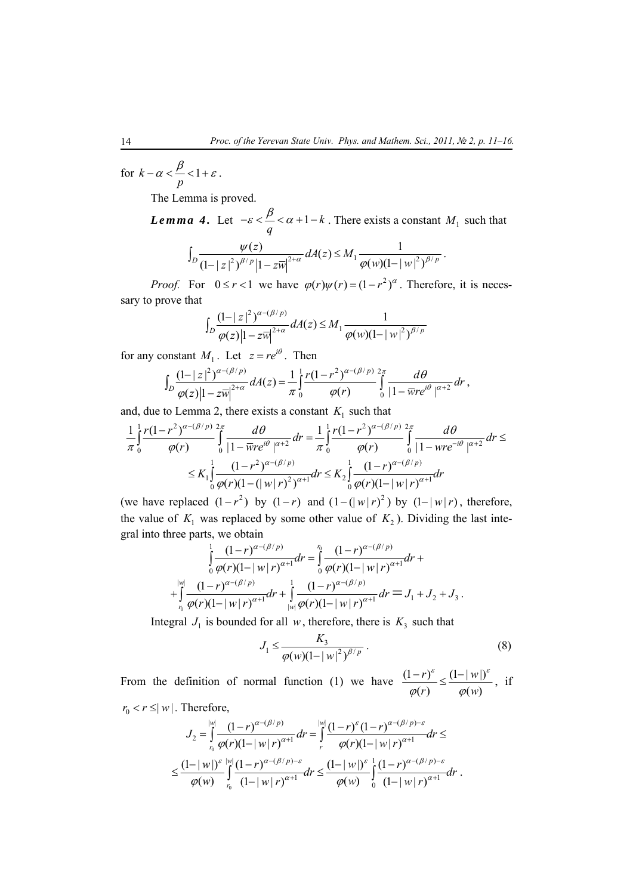for $k-\alpha<\dfrac{\beta}{p}<1+\varepsilon$.

The Lemma is proved.

***Lemma 4.*** Let $-\varepsilon<\dfrac{\beta}{q}<\alpha+1-k$. There exists a constant $M_1$ such that

$$\int_D \frac{\psi(z)}{(1-|z|^2)^{\beta/p}\left|1-z\overline{w}\right|^{2+\alpha}}dA(z)\le M_1\frac{1}{\varphi(w)(1-|w|^2)^{\beta/p}}.$$

*Proof.* For $0\le r<1$ we have $\varphi(r)\psi(r)=(1-r^2)^{\alpha}$. Therefore, it is necessary to prove that

$$\int_D \frac{(1-|z|^2)^{\alpha-(\beta/p)}}{\varphi(z)\left|1-z\overline{w}\right|^{2+\alpha}}dA(z)\le M_1\frac{1}{\varphi(w)(1-|w|^2)^{\beta/p}}$$

for any constant $M_1$. Let $z=re^{i\theta}$. Then

$$\int_D \frac{(1-|z|^2)^{\alpha-(\beta/p)}}{\varphi(z)\left|1-z\overline{w}\right|^{2+\alpha}}dA(z)=\frac{1}{\pi}\int_0^1\frac{r(1-r^2)^{\alpha-(\beta/p)}}{\varphi(r)}\int_0^{2\pi}\frac{d\theta}{|1-\overline{w}re^{i\theta}|^{\alpha+2}}dr,$$

and, due to Lemma 2, there exists a constant $K_1$ such that

$$\frac{1}{\pi}\int_0^1\frac{r(1-r^2)^{\alpha-(\beta/p)}}{\varphi(r)}\int_0^{2\pi}\frac{d\theta}{|1-\overline{w}re^{i\theta}|^{\alpha+2}}dr=\frac{1}{\pi}\int_0^1\frac{r(1-r^2)^{\alpha-(\beta/p)}}{\varphi(r)}\int_0^{2\pi}\frac{d\theta}{|1-wre^{-i\theta}|^{\alpha+2}}dr\le$$

$$\le K_1\int_0^1\frac{(1-r^2)^{\alpha-(\beta/p)}}{\varphi(r)(1-(|w|r)^2)^{\alpha+1}}dr\le K_2\int_0^1\frac{(1-r)^{\alpha-(\beta/p)}}{\varphi(r)(1-|w|r)^{\alpha+1}}dr$$

(we have replaced $(1-r^2)$ by $(1-r)$ and $(1-(|w|r)^2)$ by $(1-|w|r)$, therefore, the value of $K_1$ was replaced by some other value of $K_2$). Dividing the last integral into three parts, we obtain

$$\int_0^1\frac{(1-r)^{\alpha-(\beta/p)}}{\varphi(r)(1-|w|r)^{\alpha+1}}dr=\int_0^{r_0}\frac{(1-r)^{\alpha-(\beta/p)}}{\varphi(r)(1-|w|r)^{\alpha+1}}dr+$$

$$+\int_{r_0}^{|w|}\frac{(1-r)^{\alpha-(\beta/p)}}{\varphi(r)(1-|w|r)^{\alpha+1}}dr+\int_{|w|}^1\frac{(1-r)^{\alpha-(\beta/p)}}{\varphi(r)(1-|w|r)^{\alpha+1}}dr=J_1+J_2+J_3.$$

Integral $J_1$ is bounded for all $w$, therefore, there is $K_3$ such that

$$J_1\le\frac{K_3}{\varphi(w)(1-|w|^2)^{\beta/p}}. \tag{8}$$

From the definition of normal function (1) we have $\dfrac{(1-r)^{\varepsilon}}{\varphi(r)}\le\dfrac{(1-|w|)^{\varepsilon}}{\varphi(w)}$, if $r_0<r\le|w|$. Therefore,

$$J_2=\int_{r_0}^{|w|}\frac{(1-r)^{\alpha-(\beta/p)}}{\varphi(r)(1-|w|r)^{\alpha+1}}dr=\int_r^{|w|}\frac{(1-r)^{\varepsilon}(1-r)^{\alpha-(\beta/p)-\varepsilon}}{\varphi(r)(1-|w|r)^{\alpha+1}}dr\le$$

$$\le\frac{(1-|w|)^{\varepsilon}}{\varphi(w)}\int_{r_0}^{|w|}\frac{(1-r)^{\alpha-(\beta/p)-\varepsilon}}{(1-|w|r)^{\alpha+1}}dr\le\frac{(1-|w|)^{\varepsilon}}{\varphi(w)}\int_0^1\frac{(1-r)^{\alpha-(\beta/p)-\varepsilon}}{(1-|w|r)^{\alpha+1}}dr.$$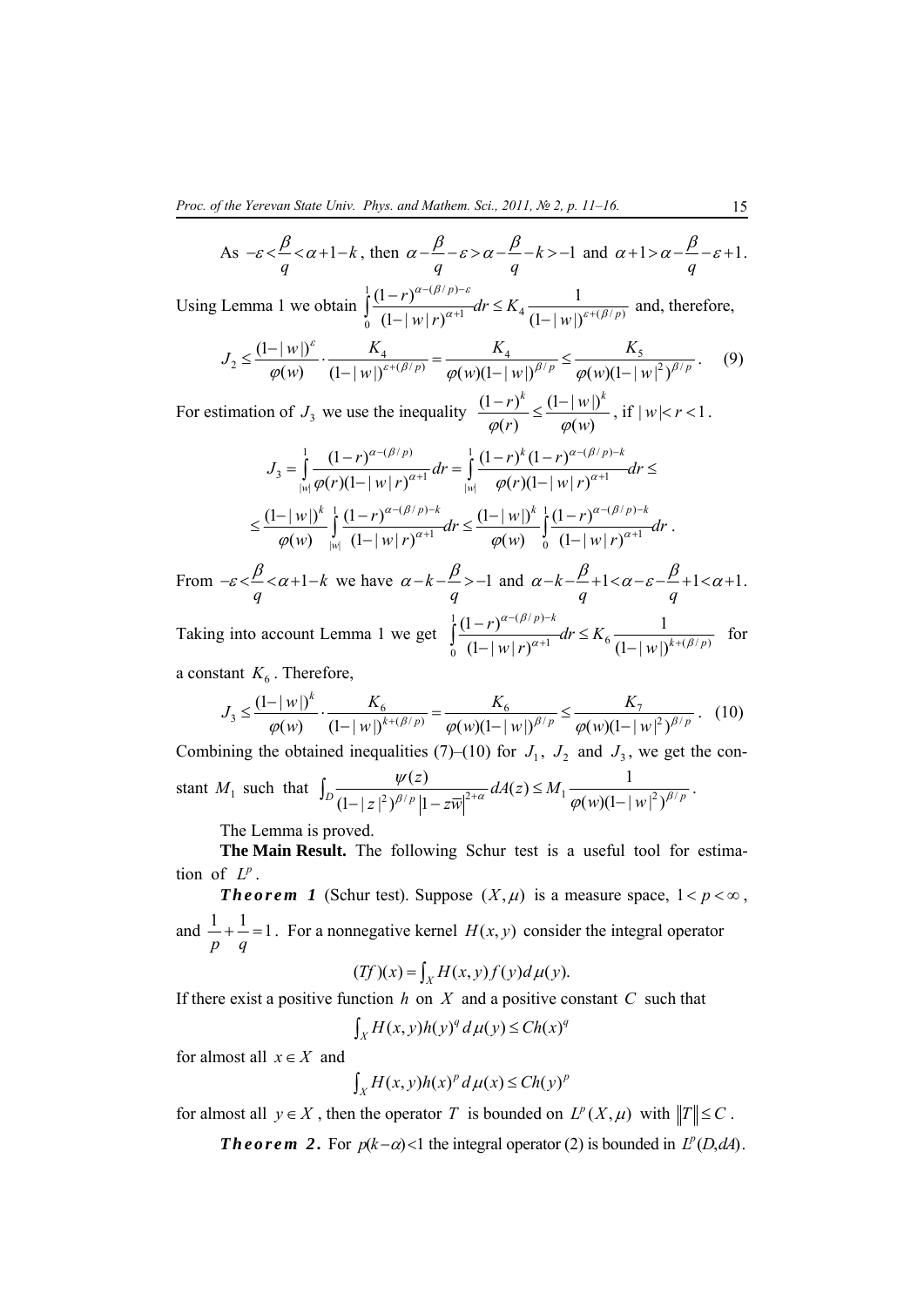As $-\varepsilon < \dfrac{\beta}{q} < \alpha + 1 - k$, then $\alpha - \dfrac{\beta}{q} - \varepsilon > \alpha - \dfrac{\beta}{q} - k > -1$ and $\alpha + 1 > \alpha - \dfrac{\beta}{q} - \varepsilon + 1$.

Using Lemma 1 we obtain $\displaystyle\int_0^1 \frac{(1-r)^{\alpha-(\beta/p)-\varepsilon}}{(1-|w|r)^{\alpha+1}} dr \le K_4 \frac{1}{(1-|w|)^{\varepsilon+(\beta/p)}}$ and, therefore,

$$J_2 \le \frac{(1-|w|)^{\varepsilon}}{\varphi(w)} \cdot \frac{K_4}{(1-|w|)^{\varepsilon+(\beta/p)}} = \frac{K_4}{\varphi(w)(1-|w|)^{\beta/p}} \le \frac{K_5}{\varphi(w)(1-|w|^2)^{\beta/p}}. \quad (9)$$

For estimation of $J_3$ we use the inequality $\dfrac{(1-r)^k}{\varphi(r)} \le \dfrac{(1-|w|)^k}{\varphi(w)}$, if $|w| < r < 1$.

$$J_3 = \int_{|w|}^1 \frac{(1-r)^{\alpha-(\beta/p)}}{\varphi(r)(1-|w|r)^{\alpha+1}} dr = \int_{|w|}^1 \frac{(1-r)^k (1-r)^{\alpha-(\beta/p)-k}}{\varphi(r)(1-|w|r)^{\alpha+1}} dr \le$$

$$\le \frac{(1-|w|)^k}{\varphi(w)} \int_{|w|}^1 \frac{(1-r)^{\alpha-(\beta/p)-k}}{(1-|w|r)^{\alpha+1}} dr \le \frac{(1-|w|)^k}{\varphi(w)} \int_0^1 \frac{(1-r)^{\alpha-(\beta/p)-k}}{(1-|w|r)^{\alpha+1}} dr.$$

From $-\varepsilon < \dfrac{\beta}{q} < \alpha + 1 - k$ we have $\alpha - k - \dfrac{\beta}{q} > -1$ and $\alpha - k - \dfrac{\beta}{q} + 1 < \alpha - \varepsilon - \dfrac{\beta}{q} + 1 < \alpha + 1$.

Taking into account Lemma 1 we get $\displaystyle\int_0^1 \frac{(1-r)^{\alpha-(\beta/p)-k}}{(1-|w|r)^{\alpha+1}} dr \le K_6 \frac{1}{(1-|w|)^{k+(\beta/p)}}$ for a constant $K_6$. Therefore,

$$J_3 \le \frac{(1-|w|)^k}{\varphi(w)} \cdot \frac{K_6}{(1-|w|)^{k+(\beta/p)}} = \frac{K_6}{\varphi(w)(1-|w|)^{\beta/p}} \le \frac{K_7}{\varphi(w)(1-|w|^2)^{\beta/p}}. \quad (10)$$

Combining the obtained inequalities (7)–(10) for $J_1$, $J_2$ and $J_3$, we get the constant $M_1$ such that $\displaystyle\int_D \frac{\psi(z)}{(1-|z|^2)^{\beta/p} \left|1 - z\overline{w}\right|^{2+\alpha}} dA(z) \le M_1 \frac{1}{\varphi(w)(1-|w|^2)^{\beta/p}}$.

The Lemma is proved.

**The Main Result.** The following Schur test is a useful tool for estimation of $L^p$.

***Theorem 1*** (Schur test). Suppose $(X, \mu)$ is a measure space, $1 < p < \infty$, and $\dfrac{1}{p} + \dfrac{1}{q} = 1$. For a nonnegative kernel $H(x, y)$ consider the integral operator

$$(Tf)(x) = \int_X H(x, y) f(y) d\mu(y).$$

If there exist a positive function $h$ on $X$ and a positive constant $C$ such that

$$\int_X H(x, y) h(y)^q d\mu(y) \le C h(x)^q$$

for almost all $x \in X$ and

$$\int_X H(x, y) h(x)^p d\mu(x) \le C h(y)^p$$

for almost all $y \in X$, then the operator $T$ is bounded on $L^p(X, \mu)$ with $\|T\| \le C$.

***Theorem 2.*** For $p(k - \alpha) < 1$ the integral operator (2) is bounded in $L^p(D, dA)$.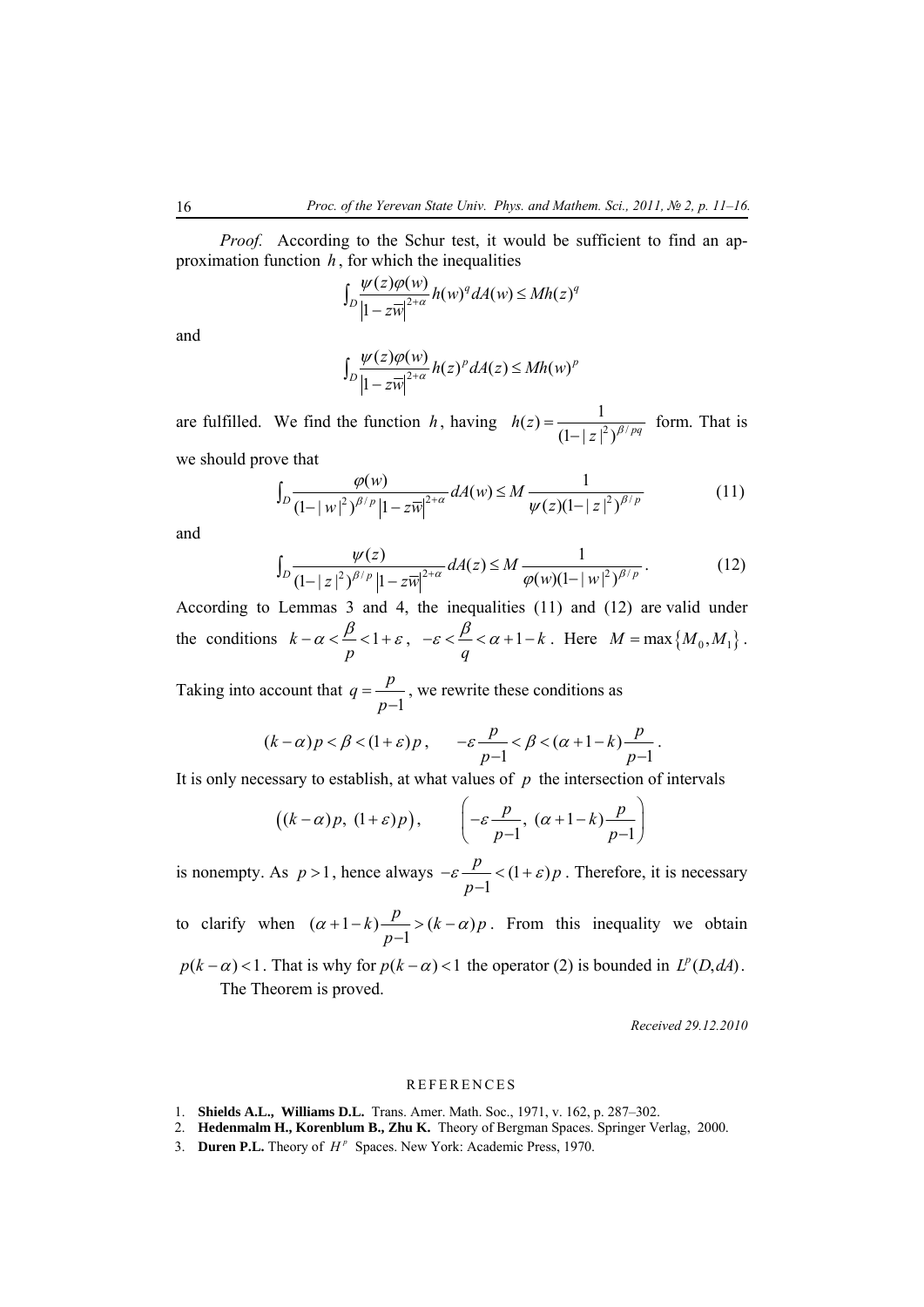*Proof.* According to the Schur test, it would be sufficient to find an approximation function $h$, for which the inequalities

$$\int_D \frac{\psi(z)\varphi(w)}{\left|1-z\overline{w}\right|^{2+\alpha}} h(w)^q dA(w) \le Mh(z)^q$$

and

$$\int_D \frac{\psi(z)\varphi(w)}{\left|1-z\overline{w}\right|^{2+\alpha}} h(z)^p dA(z) \le Mh(w)^p$$

are fulfilled. We find the function $h$, having $h(z) = \dfrac{1}{(1-|z|^2)^{\beta/pq}}$ form. That is we should prove that

$$\int_D \frac{\varphi(w)}{(1-|w|^2)^{\beta/p}\left|1-z\overline{w}\right|^{2+\alpha}} dA(w) \le M \frac{1}{\psi(z)(1-|z|^2)^{\beta/p}} \tag{11}$$

and

$$\int_D \frac{\psi(z)}{(1-|z|^2)^{\beta/p}\left|1-z\overline{w}\right|^{2+\alpha}} dA(z) \le M \frac{1}{\varphi(w)(1-|w|^2)^{\beta/p}}. \tag{12}$$

According to Lemmas 3 and 4, the inequalities (11) and (12) are valid under the conditions $k-\alpha < \dfrac{\beta}{p} < 1+\varepsilon$, $-\varepsilon < \dfrac{\beta}{q} < \alpha+1-k$. Here $M = \max\{M_0, M_1\}$.

Taking into account that $q = \dfrac{p}{p-1}$, we rewrite these conditions as

$$(k-\alpha)p < \beta < (1+\varepsilon)p, \qquad -\varepsilon\frac{p}{p-1} < \beta < (\alpha+1-k)\frac{p}{p-1}.$$

It is only necessary to establish, at what values of $p$ the intersection of intervals

$$\big((k-\alpha)p,\ (1+\varepsilon)p\big), \qquad \left(-\varepsilon\frac{p}{p-1},\ (\alpha+1-k)\frac{p}{p-1}\right)$$

is nonempty. As $p>1$, hence always $-\varepsilon\dfrac{p}{p-1} < (1+\varepsilon)p$. Therefore, it is necessary to clarify when $(\alpha+1-k)\dfrac{p}{p-1} > (k-\alpha)p$. From this inequality we obtain $p(k-\alpha) < 1$. That is why for $p(k-\alpha)<1$ the operator (2) is bounded in $L^p(D, dA)$.

The Theorem is proved.

*Received 29.12.2010*

## REFERENCES

1. **Shields A.L., Williams D.L.** Trans. Amer. Math. Soc., 1971, v. 162, p. 287–302.
2. **Hedenmalm H., Korenblum B., Zhu K.** Theory of Bergman Spaces. Springer Verlag, 2000.
3. **Duren P.L.** Theory of $H^p$ Spaces. New York: Academic Press, 1970.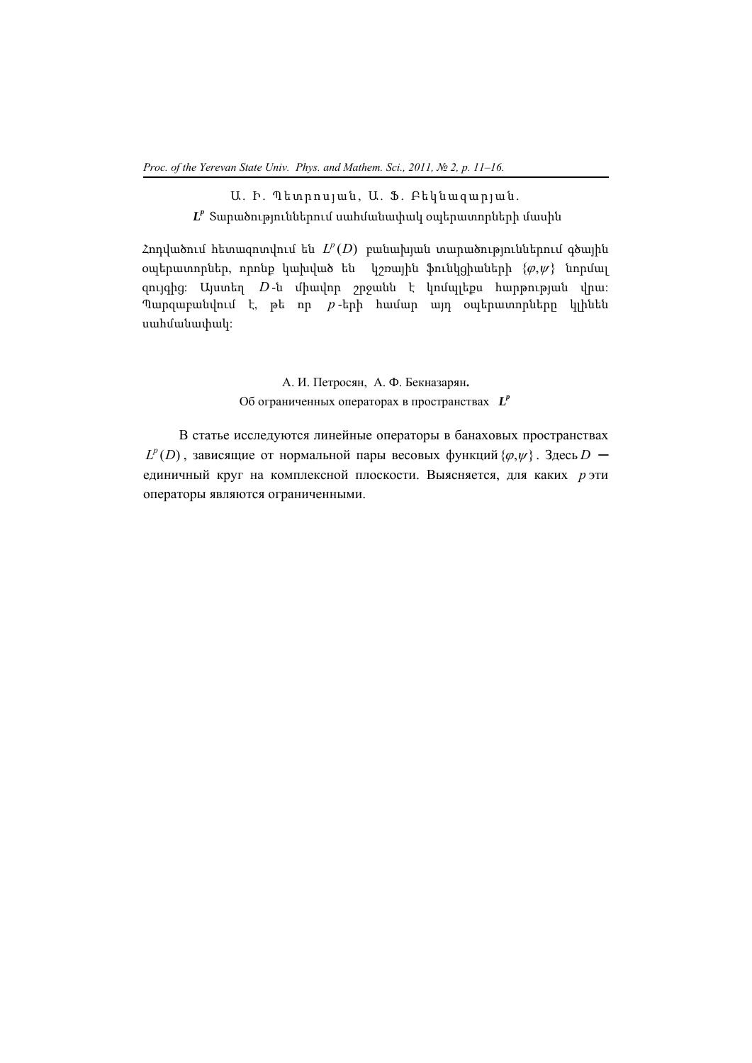Ա. Ի. Պետրոսյան, Ա. Ֆ. Բեկնազարյան.

$L^p$ Տարածություններում սահմանափակ օպերատորների մասին

Հոդվածում հետազոտվում են $L^p(D)$ բանախյան տարածություններում գծային օպերատորներ, որոնք կախված են կշռային ֆունկցիաների $\{\varphi,\psi\}$ նորմալ զույգից: Այստեղ $D$-ն միավոր շրջանն է կոմպլեքս հարթության վրա: Պարզաբանվում է, թե որ $p$-երի համար այդ օպերատորները կլինեն սահմանափակ:

А. И. Петросян, А. Ф. Бекназарян.

Об ограниченных операторах в пространствах $L^p$

В статье исследуются линейные операторы в банаховых пространствах $L^p(D)$, зависящие от нормальной пары весовых функций $\{\varphi,\psi\}$. Здесь $D$ — единичный круг на комплексной плоскости. Выясняется, для каких $p$ эти операторы являются ограниченными.